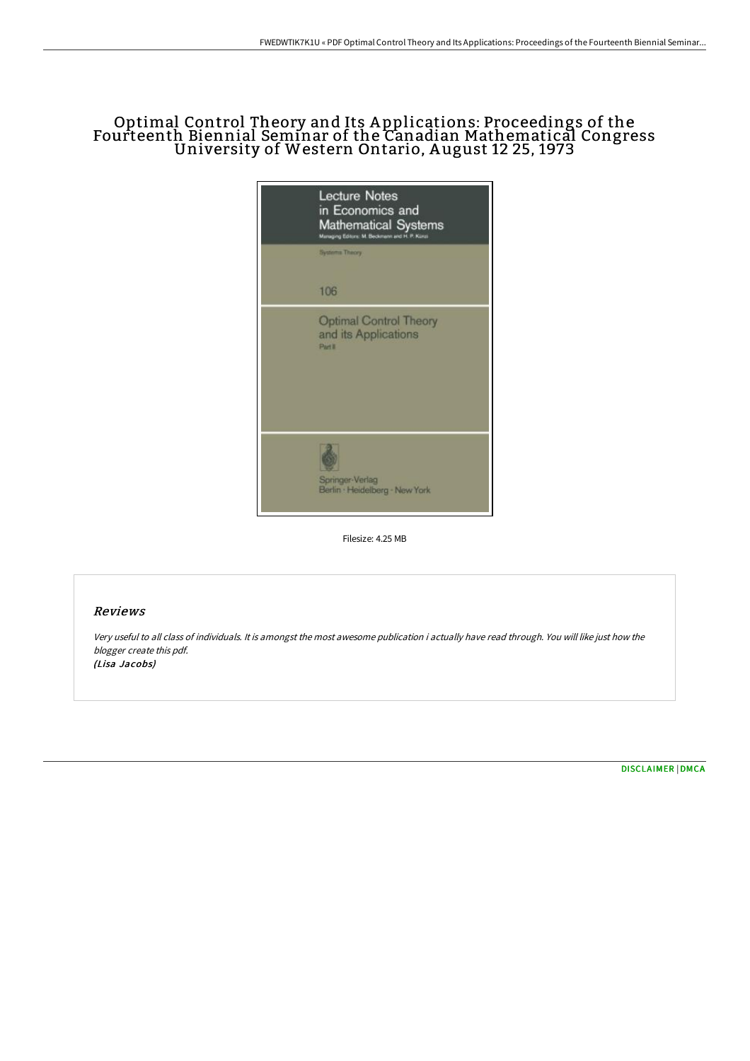# Optimal Control Theory and Its Applications: Proceedings of the Fourteenth Biennial Seminar of the Canadian Mathematical Congress University of Western Ontario, August 12 25, 1973

Filesize: 4.25 MB

## Reviews

*Very useful to all class of individuals. It is amongst the most awesome publication i actually have read through. You will like just how the blogger create this pdf.*
*(Lisa Jacobs)*

DISCLAIMER | DMCA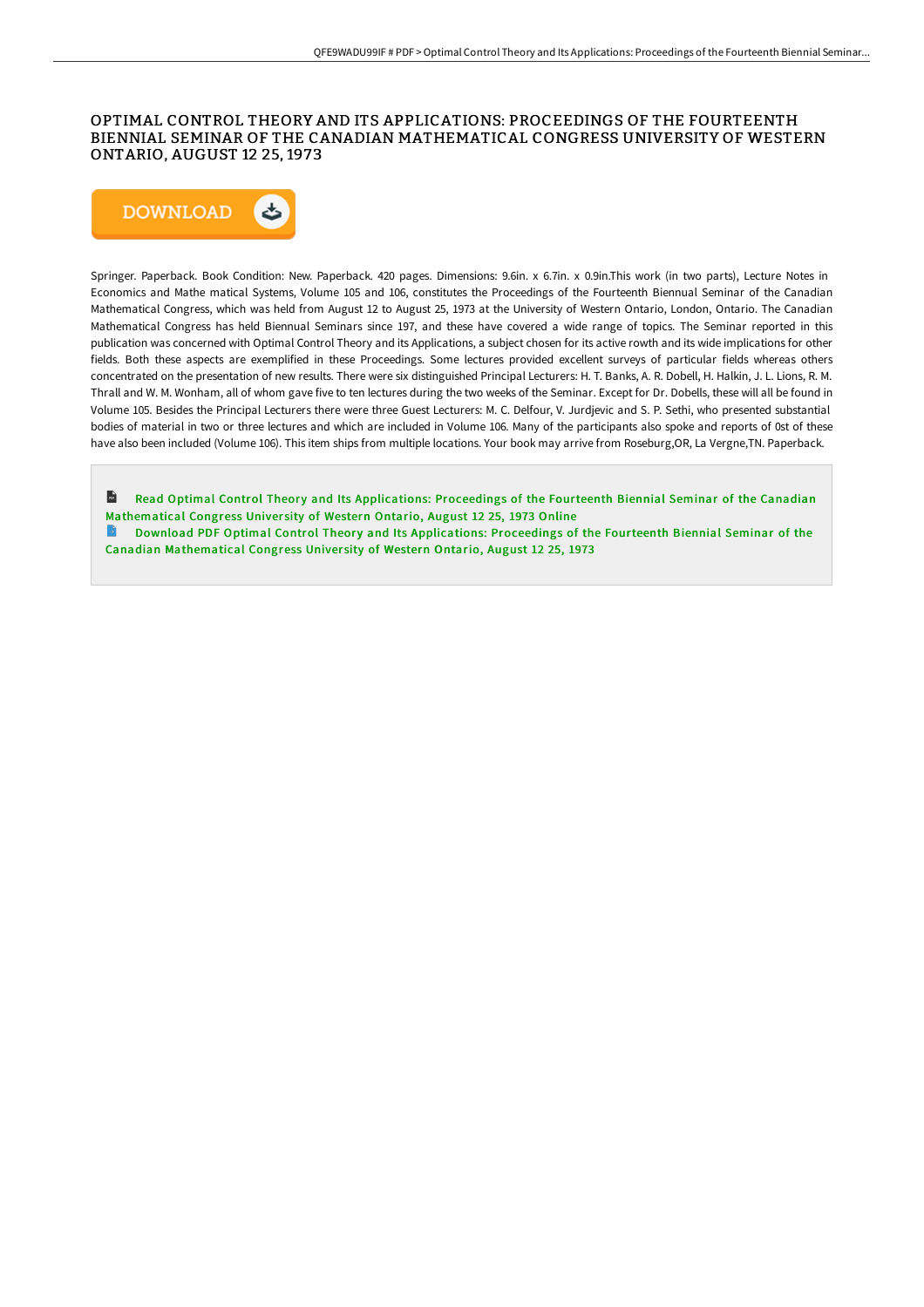# OPTIMAL CONTROL THEORY AND ITS APPLICATIONS: PROCEEDINGS OF THE FOURTEENTH BIENNIAL SEMINAR OF THE CANADIAN MATHEMATICAL CONGRESS UNIVERSITY OF WESTERN ONTARIO, AUGUST 12 25, 1973

DOWNLOAD

Springer. Paperback. Book Condition: New. Paperback. 420 pages. Dimensions: 9.6in. x 6.7in. x 0.9in.This work (in two parts), Lecture Notes in Economics and Mathe matical Systems, Volume 105 and 106, constitutes the Proceedings of the Fourteenth Biennual Seminar of the Canadian Mathematical Congress, which was held from August 12 to August 25, 1973 at the University of Western Ontario, London, Ontario. The Canadian Mathematical Congress has held Biennual Seminars since 197, and these have covered a wide range of topics. The Seminar reported in this publication was concerned with Optimal Control Theory and its Applications, a subject chosen for its active rowth and its wide implications for other fields. Both these aspects are exemplified in these Proceedings. Some lectures provided excellent surveys of particular fields whereas others concentrated on the presentation of new results. There were six distinguished Principal Lecturers: H. T. Banks, A. R. Dobell, H. Halkin, J. L. Lions, R. M. Thrall and W. M. Wonham, all of whom gave five to ten lectures during the two weeks of the Seminar. Except for Dr. Dobells, these will all be found in Volume 105. Besides the Principal Lecturers there were three Guest Lecturers: M. C. Delfour, V. Jurdjevic and S. P. Sethi, who presented substantial bodies of material in two or three lectures and which are included in Volume 106. Many of the participants also spoke and reports of 0st of these have also been included (Volume 106). This item ships from multiple locations. Your book may arrive from Roseburg,OR, La Vergne,TN. Paperback.

Read Optimal Control Theory and Its Applications: Proceedings of the Fourteenth Biennial Seminar of the Canadian Mathematical Congress University of Western Ontario, August 12 25, 1973 Online

Download PDF Optimal Control Theory and Its Applications: Proceedings of the Fourteenth Biennial Seminar of the Canadian Mathematical Congress University of Western Ontario, August 12 25, 1973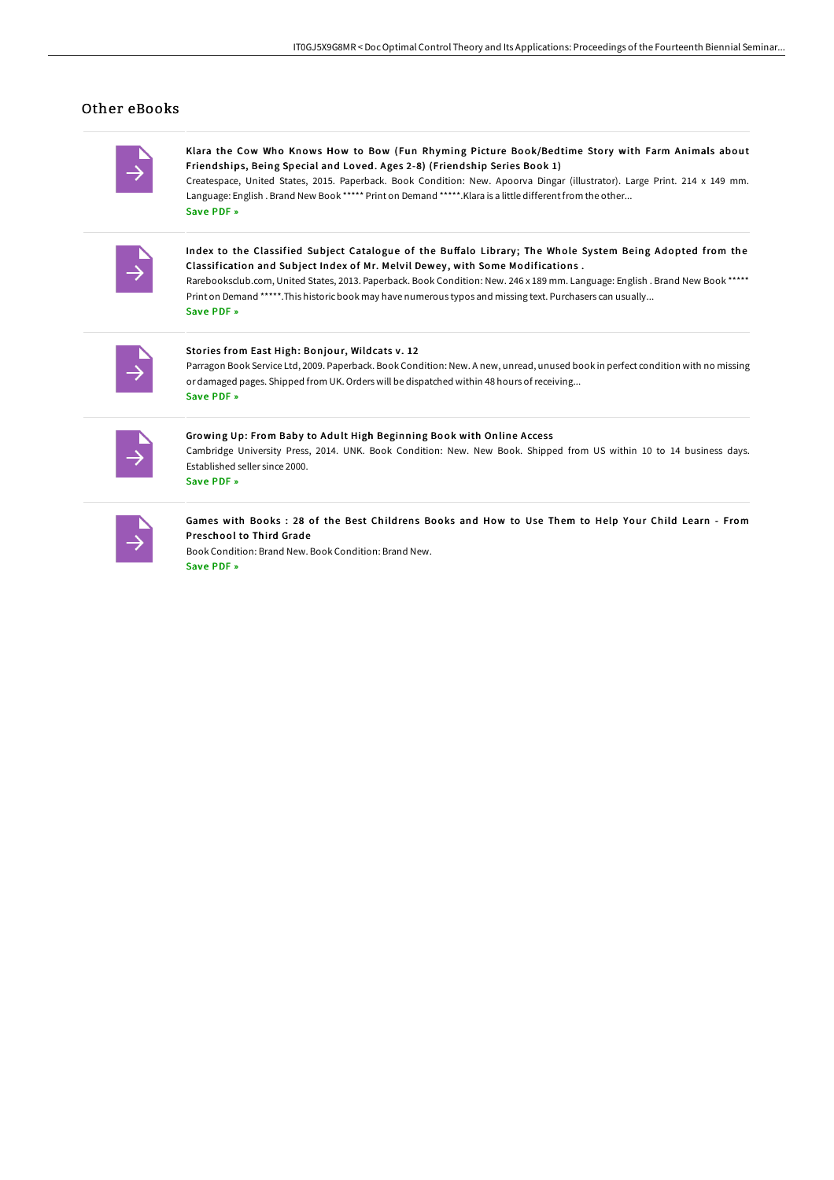## Other eBooks

**Klara the Cow Who Knows How to Bow (Fun Rhyming Picture Book/Bedtime Story with Farm Animals about Friendships, Being Special and Loved. Ages 2-8) (Friendship Series Book 1)**

Createspace, United States, 2015. Paperback. Book Condition: New. Apoorva Dingar (illustrator). Large Print. 214 x 149 mm. Language: English . Brand New Book ***** Print on Demand *****.Klara is a little different from the other...

Save PDF »

**Index to the Classified Subject Catalogue of the Buffalo Library; The Whole System Being Adopted from the Classification and Subject Index of Mr. Melvil Dewey, with Some Modifications .**

Rarebooksclub.com, United States, 2013. Paperback. Book Condition: New. 246 x 189 mm. Language: English . Brand New Book ***** Print on Demand *****.This historic book may have numerous typos and missing text. Purchasers can usually...

Save PDF »

**Stories from East High: Bonjour, Wildcats v. 12**

Parragon Book Service Ltd, 2009. Paperback. Book Condition: New. A new, unread, unused book in perfect condition with no missing or damaged pages. Shipped from UK. Orders will be dispatched within 48 hours of receiving...

Save PDF »

**Growing Up: From Baby to Adult High Beginning Book with Online Access**

Cambridge University Press, 2014. UNK. Book Condition: New. New Book. Shipped from US within 10 to 14 business days. Established seller since 2000.

Save PDF »

**Games with Books : 28 of the Best Childrens Books and How to Use Them to Help Your Child Learn - From Preschool to Third Grade**

Book Condition: Brand New. Book Condition: Brand New.

Save PDF »